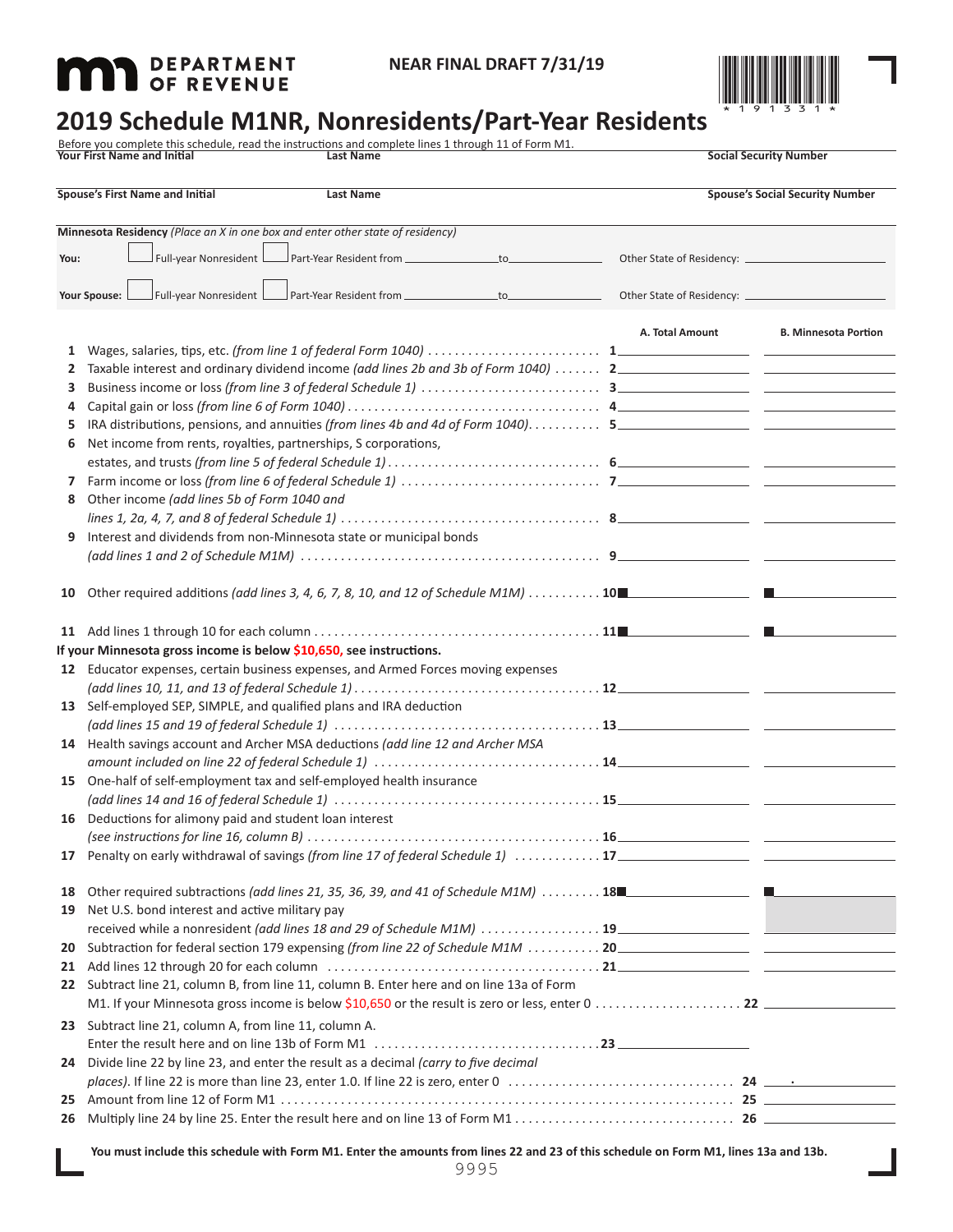MINNESOTA DEPARTMENT OF REVENUE

NEAR FINAL DRAFT 7/31/19

# 2019 Schedule M1NR, Nonresidents/Part-Year Residents

Before you complete this schedule, read the instructions and complete lines 1 through 11 of Form M1.

| Your First Name and Initial | Last Name | Social Security Number |
|---|---|---|
| | | |
| **Spouse's First Name and Initial** | **Last Name** | **Spouse's Social Security Number** |
| | | |

**Minnesota Residency** *(Place an X in one box and enter other state of residency)*

You: ☐ Full-year Nonresident ☐ Part-Year Resident from ______ to ______ Other State of Residency: ______

Your Spouse: ☐ Full-year Nonresident ☐ Part-Year Resident from ______ to ______ Other State of Residency: ______

| | | | A. Total Amount | B. Minnesota Portion |
|---|---|---|---|---|
| 1 | Wages, salaries, tips, etc. *(from line 1 of federal Form 1040)* | 1 | | |
| 2 | Taxable interest and ordinary dividend income *(add lines 2b and 3b of Form 1040)* | 2 | | |
| 3 | Business income or loss *(from line 3 of federal Schedule 1)* | 3 | | |
| 4 | Capital gain or loss *(from line 6 of Form 1040)* | 4 | | |
| 5 | IRA distributions, pensions, and annuities *(from lines 4b and 4d of Form 1040)* | 5 | | |
| 6 | Net income from rents, royalties, partnerships, S corporations, estates, and trusts *(from line 5 of federal Schedule 1)* | 6 | | |
| 7 | Farm income or loss *(from line 6 of federal Schedule 1)* | 7 | | |
| 8 | Other income *(add lines 5b of Form 1040 and lines 1, 2a, 4, 7, and 8 of federal Schedule 1)* | 8 | | |
| 9 | Interest and dividends from non-Minnesota state or municipal bonds *(add lines 1 and 2 of Schedule M1M)* | 9 | | |
| 10 | Other required additions *(add lines 3, 4, 6, 7, 8, 10, and 12 of Schedule M1M)* | 10 | | |
| 11 | Add lines 1 through 10 for each column | 11 | | |

**If your Minnesota gross income is below $10,650, see instructions.**

| | | | A. Total Amount | B. Minnesota Portion |
|---|---|---|---|---|
| 12 | Educator expenses, certain business expenses, and Armed Forces moving expenses *(add lines 10, 11, and 13 of federal Schedule 1)* | 12 | | |
| 13 | Self-employed SEP, SIMPLE, and qualified plans and IRA deduction *(add lines 15 and 19 of federal Schedule 1)* | 13 | | |
| 14 | Health savings account and Archer MSA deductions *(add line 12 and Archer MSA amount included on line 22 of federal Schedule 1)* | 14 | | |
| 15 | One-half of self-employment tax and self-employed health insurance *(add lines 14 and 16 of federal Schedule 1)* | 15 | | |
| 16 | Deductions for alimony paid and student loan interest *(see instructions for line 16, column B)* | 16 | | |
| 17 | Penalty on early withdrawal of savings *(from line 17 of federal Schedule 1)* | 17 | | |
| 18 | Other required subtractions *(add lines 21, 35, 36, 39, and 41 of Schedule M1M)* | 18 | | |
| 19 | Net U.S. bond interest and active military pay received while a nonresident *(add lines 18 and 29 of Schedule M1M)* | 19 | | |
| 20 | Subtraction for federal section 179 expensing *(from line 22 of Schedule M1M* | 20 | | |
| 21 | Add lines 12 through 20 for each column | 21 | | |

22 Subtract line 21, column B, from line 11, column B. Enter here and on line 13a of Form M1. If your Minnesota gross income is below $10,650 or the result is zero or less, enter 0 ....... 22 ______

23 Subtract line 21, column A, from line 11, column A. Enter the result here and on line 13b of Form M1 ....... 23 ______

24 Divide line 22 by line 23, and enter the result as a decimal *(carry to five decimal places)*. If line 22 is more than line 23, enter 1.0. If line 22 is zero, enter 0 ....... 24 ___ . ___

25 Amount from line 12 of Form M1 ....... 25 ______

26 Multiply line 24 by line 25. Enter the result here and on line 13 of Form M1 ....... 26 ______

**You must include this schedule with Form M1. Enter the amounts from lines 22 and 23 of this schedule on Form M1, lines 13a and 13b.**

9995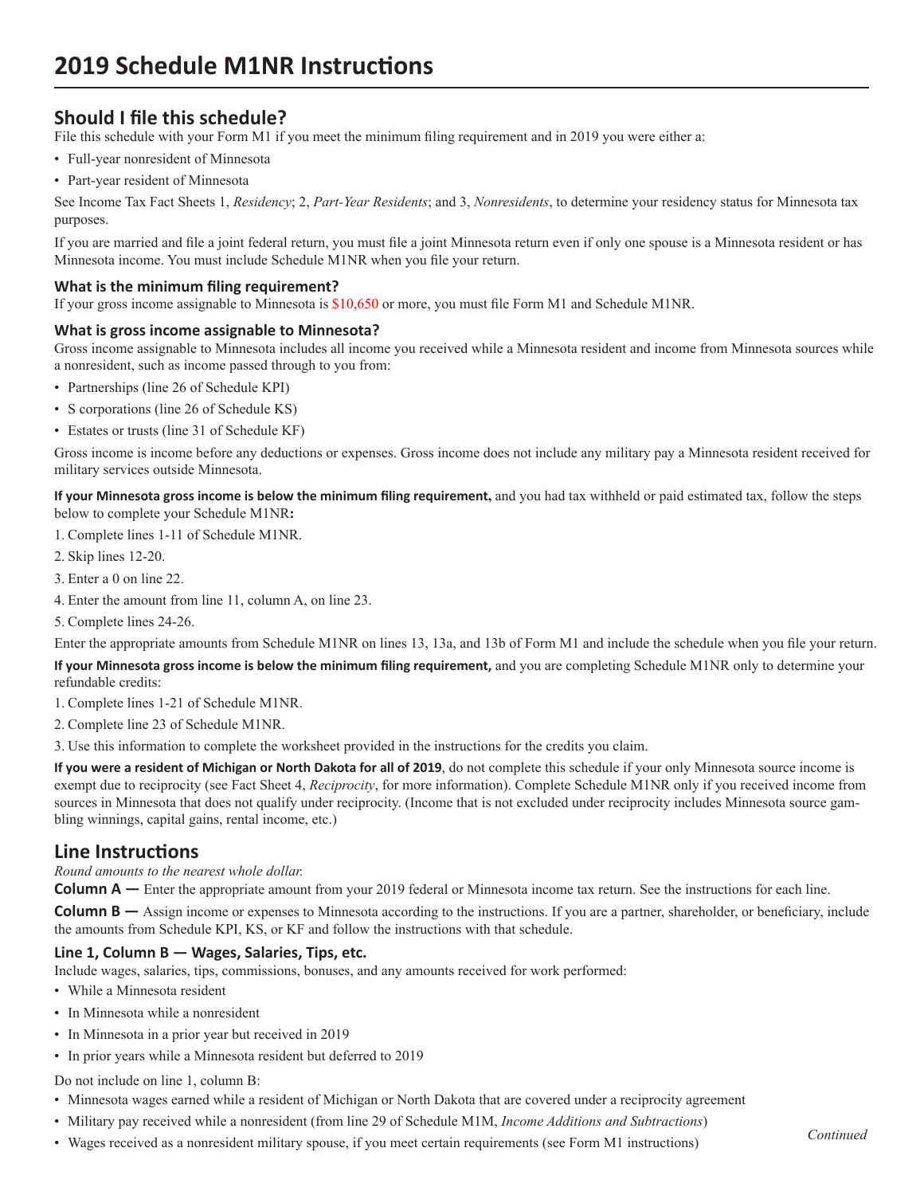# 2019 Schedule M1NR Instructions

## Should I file this schedule?

File this schedule with your Form M1 if you meet the minimum filing requirement and in 2019 you were either a:

- Full-year nonresident of Minnesota
- Part-year resident of Minnesota

See Income Tax Fact Sheets 1, *Residency*; 2, *Part-Year Residents*; and 3, *Nonresidents*, to determine your residency status for Minnesota tax purposes.

If you are married and file a joint federal return, you must file a joint Minnesota return even if only one spouse is a Minnesota resident or has Minnesota income. You must include Schedule M1NR when you file your return.

### What is the minimum filing requirement?

If your gross income assignable to Minnesota is $10,650 or more, you must file Form M1 and Schedule M1NR.

### What is gross income assignable to Minnesota?

Gross income assignable to Minnesota includes all income you received while a Minnesota resident and income from Minnesota sources while a nonresident, such as income passed through to you from:

- Partnerships (line 26 of Schedule KPI)
- S corporations (line 26 of Schedule KS)
- Estates or trusts (line 31 of Schedule KF)

Gross income is income before any deductions or expenses. Gross income does not include any military pay a Minnesota resident received for military services outside Minnesota.

**If your Minnesota gross income is below the minimum filing requirement,** and you had tax withheld or paid estimated tax, follow the steps below to complete your Schedule M1NR**:**

1. Complete lines 1-11 of Schedule M1NR.
2. Skip lines 12-20.
3. Enter a 0 on line 22.
4. Enter the amount from line 11, column A, on line 23.
5. Complete lines 24-26.

Enter the appropriate amounts from Schedule M1NR on lines 13, 13a, and 13b of Form M1 and include the schedule when you file your return.

**If your Minnesota gross income is below the minimum filing requirement,** and you are completing Schedule M1NR only to determine your refundable credits:

1. Complete lines 1-21 of Schedule M1NR.
2. Complete line 23 of Schedule M1NR.
3. Use this information to complete the worksheet provided in the instructions for the credits you claim.

**If you were a resident of Michigan or North Dakota for all of 2019**, do not complete this schedule if your only Minnesota source income is exempt due to reciprocity (see Fact Sheet 4, *Reciprocity*, for more information). Complete Schedule M1NR only if you received income from sources in Minnesota that does not qualify under reciprocity. (Income that is not excluded under reciprocity includes Minnesota source gambling winnings, capital gains, rental income, etc.)

## Line Instructions

*Round amounts to the nearest whole dollar.*

**Column A —** Enter the appropriate amount from your 2019 federal or Minnesota income tax return. See the instructions for each line.

**Column B —** Assign income or expenses to Minnesota according to the instructions. If you are a partner, shareholder, or beneficiary, include the amounts from Schedule KPI, KS, or KF and follow the instructions with that schedule.

### Line 1, Column B — Wages, Salaries, Tips, etc.

Include wages, salaries, tips, commissions, bonuses, and any amounts received for work performed:

- While a Minnesota resident
- In Minnesota while a nonresident
- In Minnesota in a prior year but received in 2019
- In prior years while a Minnesota resident but deferred to 2019

Do not include on line 1, column B:

- Minnesota wages earned while a resident of Michigan or North Dakota that are covered under a reciprocity agreement
- Military pay received while a nonresident (from line 29 of Schedule M1M, *Income Additions and Subtractions*)
- Wages received as a nonresident military spouse, if you meet certain requirements (see Form M1 instructions)

*Continued*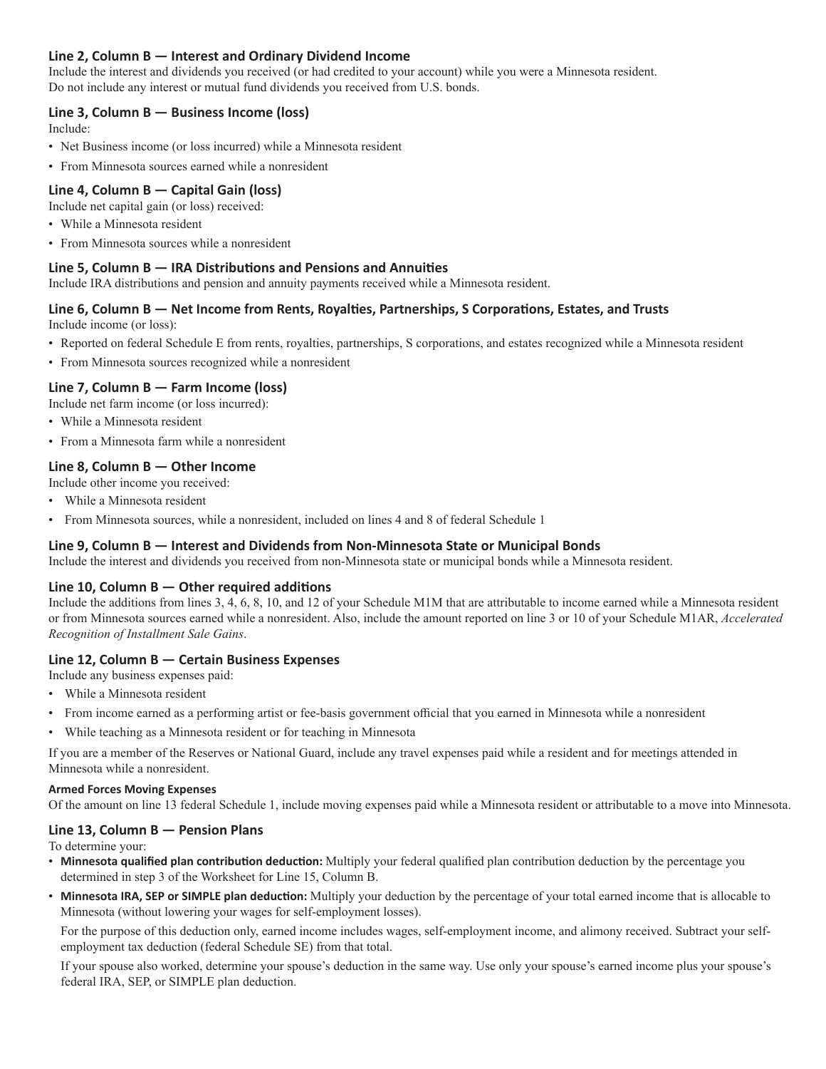### Line 2, Column B — Interest and Ordinary Dividend Income

Include the interest and dividends you received (or had credited to your account) while you were a Minnesota resident. Do not include any interest or mutual fund dividends you received from U.S. bonds.

### Line 3, Column B — Business Income (loss)

Include:

- Net Business income (or loss incurred) while a Minnesota resident
- From Minnesota sources earned while a nonresident

### Line 4, Column B — Capital Gain (loss)

Include net capital gain (or loss) received:

- While a Minnesota resident
- From Minnesota sources while a nonresident

### Line 5, Column B — IRA Distributions and Pensions and Annuities

Include IRA distributions and pension and annuity payments received while a Minnesota resident.

### Line 6, Column B — Net Income from Rents, Royalties, Partnerships, S Corporations, Estates, and Trusts

Include income (or loss):

- Reported on federal Schedule E from rents, royalties, partnerships, S corporations, and estates recognized while a Minnesota resident
- From Minnesota sources recognized while a nonresident

### Line 7, Column B — Farm Income (loss)

Include net farm income (or loss incurred):

- While a Minnesota resident
- From a Minnesota farm while a nonresident

### Line 8, Column B — Other Income

Include other income you received:

- While a Minnesota resident
- From Minnesota sources, while a nonresident, included on lines 4 and 8 of federal Schedule 1

### Line 9, Column B — Interest and Dividends from Non-Minnesota State or Municipal Bonds

Include the interest and dividends you received from non-Minnesota state or municipal bonds while a Minnesota resident.

### Line 10, Column B — Other required additions

Include the additions from lines 3, 4, 6, 8, 10, and 12 of your Schedule M1M that are attributable to income earned while a Minnesota resident or from Minnesota sources earned while a nonresident. Also, include the amount reported on line 3 or 10 of your Schedule M1AR, *Accelerated Recognition of Installment Sale Gains*.

### Line 12, Column B — Certain Business Expenses

Include any business expenses paid:

- While a Minnesota resident
- From income earned as a performing artist or fee-basis government official that you earned in Minnesota while a nonresident
- While teaching as a Minnesota resident or for teaching in Minnesota

If you are a member of the Reserves or National Guard, include any travel expenses paid while a resident and for meetings attended in Minnesota while a nonresident.

#### Armed Forces Moving Expenses

Of the amount on line 13 federal Schedule 1, include moving expenses paid while a Minnesota resident or attributable to a move into Minnesota.

### Line 13, Column B — Pension Plans

To determine your:

- **Minnesota qualified plan contribution deduction:** Multiply your federal qualified plan contribution deduction by the percentage you determined in step 3 of the Worksheet for Line 15, Column B.
- **Minnesota IRA, SEP or SIMPLE plan deduction:** Multiply your deduction by the percentage of your total earned income that is allocable to Minnesota (without lowering your wages for self-employment losses).

  For the purpose of this deduction only, earned income includes wages, self-employment income, and alimony received. Subtract your self-employment tax deduction (federal Schedule SE) from that total.

  If your spouse also worked, determine your spouse's deduction in the same way. Use only your spouse's earned income plus your spouse's federal IRA, SEP, or SIMPLE plan deduction.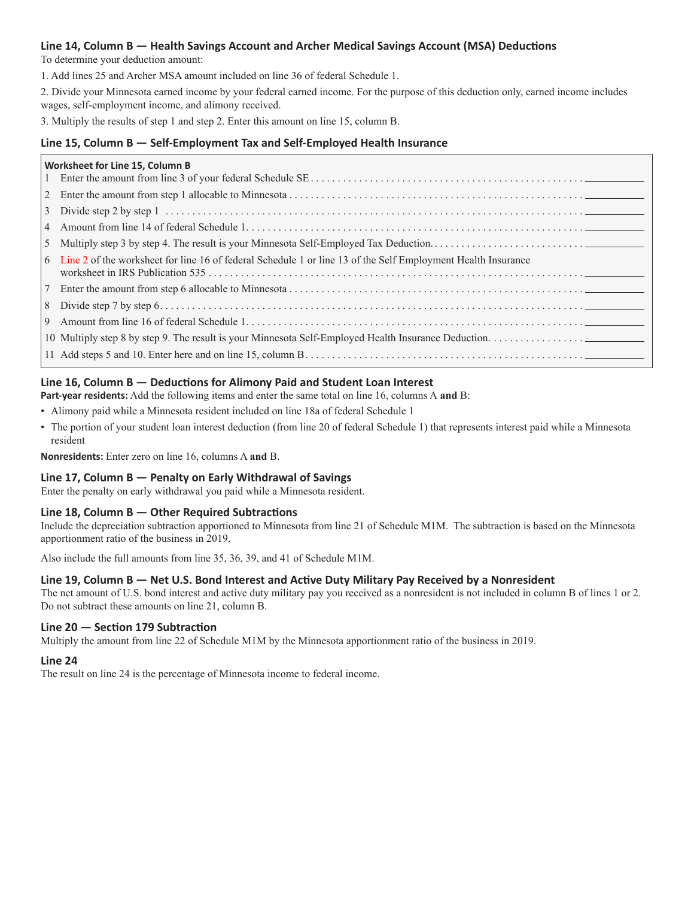### Line 14, Column B — Health Savings Account and Archer Medical Savings Account (MSA) Deductions

To determine your deduction amount:

1. Add lines 25 and Archer MSA amount included on line 36 of federal Schedule 1.

2. Divide your Minnesota earned income by your federal earned income. For the purpose of this deduction only, earned income includes wages, self-employment income, and alimony received.

3. Multiply the results of step 1 and step 2. Enter this amount on line 15, column B.

### Line 15, Column B — Self-Employment Tax and Self-Employed Health Insurance

**Worksheet for Line 15, Column B**

| | | |
|---|---|---|
| 1 | Enter the amount from line 3 of your federal Schedule SE | ______ |
| 2 | Enter the amount from step 1 allocable to Minnesota | ______ |
| 3 | Divide step 2 by step 1 | ______ |
| 4 | Amount from line 14 of federal Schedule 1 | ______ |
| 5 | Multiply step 3 by step 4. The result is your Minnesota Self-Employed Tax Deduction | ______ |
| 6 | Line 2 of the worksheet for line 16 of federal Schedule 1 or line 13 of the Self Employment Health Insurance worksheet in IRS Publication 535 | ______ |
| 7 | Enter the amount from step 6 allocable to Minnesota | ______ |
| 8 | Divide step 7 by step 6 | ______ |
| 9 | Amount from line 16 of federal Schedule 1 | ______ |
| 10 | Multiply step 8 by step 9. The result is your Minnesota Self-Employed Health Insurance Deduction | ______ |
| 11 | Add steps 5 and 10. Enter here and on line 15, column B | ______ |

### Line 16, Column B — Deductions for Alimony Paid and Student Loan Interest

**Part-year residents:** Add the following items and enter the same total on line 16, columns A **and** B:

- Alimony paid while a Minnesota resident included on line 18a of federal Schedule 1
- The portion of your student loan interest deduction (from line 20 of federal Schedule 1) that represents interest paid while a Minnesota resident

**Nonresidents:** Enter zero on line 16, columns A **and** B.

### Line 17, Column B — Penalty on Early Withdrawal of Savings

Enter the penalty on early withdrawal you paid while a Minnesota resident.

### Line 18, Column B — Other Required Subtractions

Include the depreciation subtraction apportioned to Minnesota from line 21 of Schedule M1M. The subtraction is based on the Minnesota apportionment ratio of the business in 2019.

Also include the full amounts from line 35, 36, 39, and 41 of Schedule M1M.

### Line 19, Column B — Net U.S. Bond Interest and Active Duty Military Pay Received by a Nonresident

The net amount of U.S. bond interest and active duty military pay you received as a nonresident is not included in column B of lines 1 or 2. Do not subtract these amounts on line 21, column B.

### Line 20 — Section 179 Subtraction

Multiply the amount from line 22 of Schedule M1M by the Minnesota apportionment ratio of the business in 2019.

### Line 24

The result on line 24 is the percentage of Minnesota income to federal income.